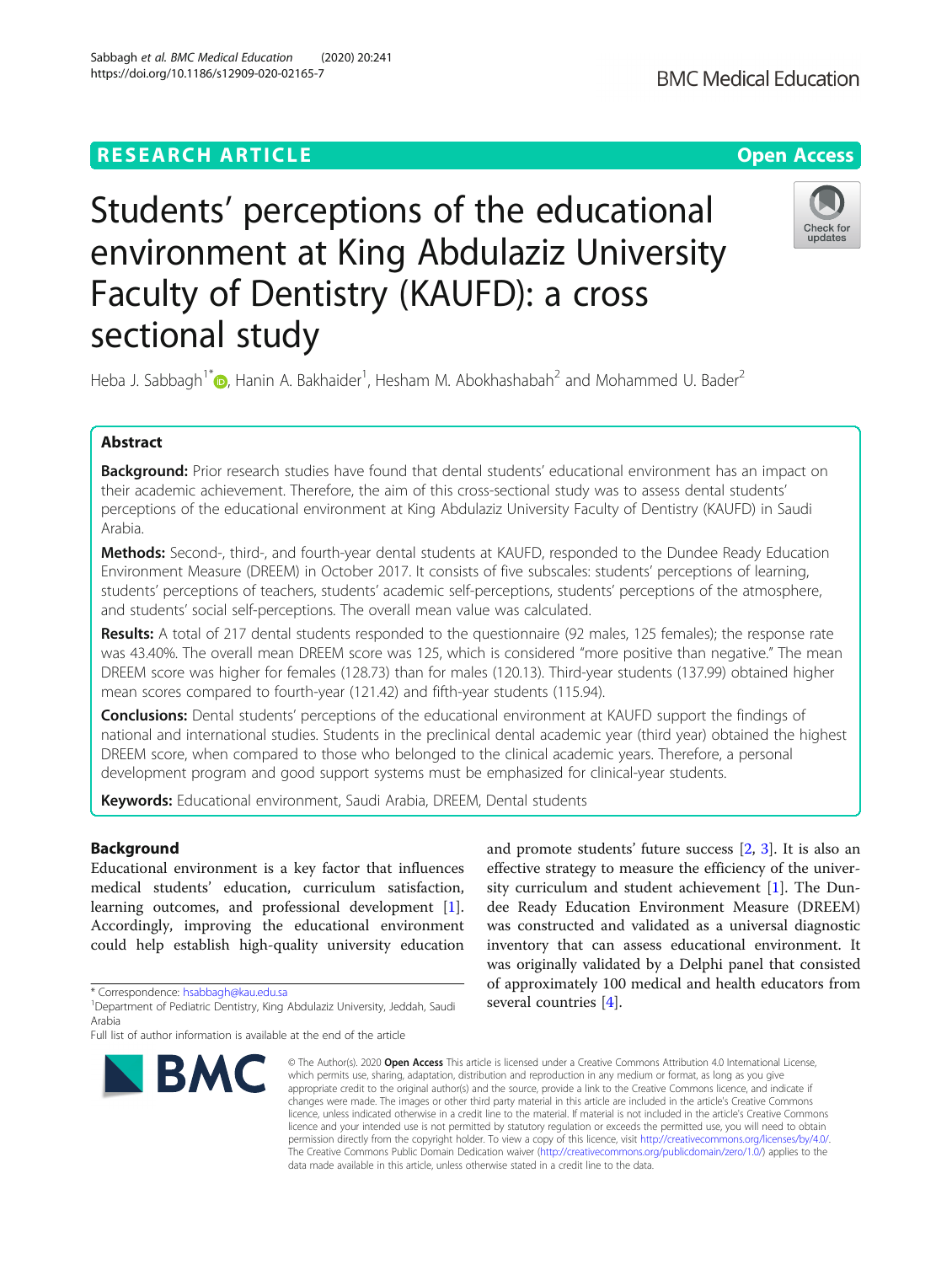# Students' perceptions of the educational environment at King Abdulaziz University Faculty of Dentistry (KAUFD): a cross sectional study

Heba J. Sabbagh[1*], Hanin A. Bakhaider[1], Hesham M. Abokhashabah[2] and Mohammed U. Bader[2]

## Abstract

**Background:** Prior research studies have found that dental students' educational environment has an impact on their academic achievement. Therefore, the aim of this cross-sectional study was to assess dental students' perceptions of the educational environment at King Abdulaziz University Faculty of Dentistry (KAUFD) in Saudi Arabia.

**Methods:** Second-, third-, and fourth-year dental students at KAUFD, responded to the Dundee Ready Education Environment Measure (DREEM) in October 2017. It consists of five subscales: students' perceptions of learning, students' perceptions of teachers, students' academic self-perceptions, students' perceptions of the atmosphere, and students' social self-perceptions. The overall mean value was calculated.

**Results:** A total of 217 dental students responded to the questionnaire (92 males, 125 females); the response rate was 43.40%. The overall mean DREEM score was 125, which is considered "more positive than negative." The mean DREEM score was higher for females (128.73) than for males (120.13). Third-year students (137.99) obtained higher mean scores compared to fourth-year (121.42) and fifth-year students (115.94).

**Conclusions:** Dental students' perceptions of the educational environment at KAUFD support the findings of national and international studies. Students in the preclinical dental academic year (third year) obtained the highest DREEM score, when compared to those who belonged to the clinical academic years. Therefore, a personal development program and good support systems must be emphasized for clinical-year students.

**Keywords:** Educational environment, Saudi Arabia, DREEM, Dental students

## Background

Educational environment is a key factor that influences medical students' education, curriculum satisfaction, learning outcomes, and professional development [1]. Accordingly, improving the educational environment could help establish high-quality university education and promote students' future success [2, 3]. It is also an effective strategy to measure the efficiency of the university curriculum and student achievement [1]. The Dundee Ready Education Environment Measure (DREEM) was constructed and validated as a universal diagnostic inventory that can assess educational environment. It was originally validated by a Delphi panel that consisted of approximately 100 medical and health educators from several countries [4].

---

\* Correspondence: hsabbagh@kau.edu.sa
[1]Department of Pediatric Dentistry, King Abdulaziz University, Jeddah, Saudi Arabia
Full list of author information is available at the end of the article

© The Author(s). 2020 **Open Access** This article is licensed under a Creative Commons Attribution 4.0 International License, which permits use, sharing, adaptation, distribution and reproduction in any medium or format, as long as you give appropriate credit to the original author(s) and the source, provide a link to the Creative Commons licence, and indicate if changes were made. The images or other third party material in this article are included in the article's Creative Commons licence, unless indicated otherwise in a credit line to the material. If material is not included in the article's Creative Commons licence and your intended use is not permitted by statutory regulation or exceeds the permitted use, you will need to obtain permission directly from the copyright holder. To view a copy of this licence, visit http://creativecommons.org/licenses/by/4.0/. The Creative Commons Public Domain Dedication waiver (http://creativecommons.org/publicdomain/zero/1.0/) applies to the data made available in this article, unless otherwise stated in a credit line to the data.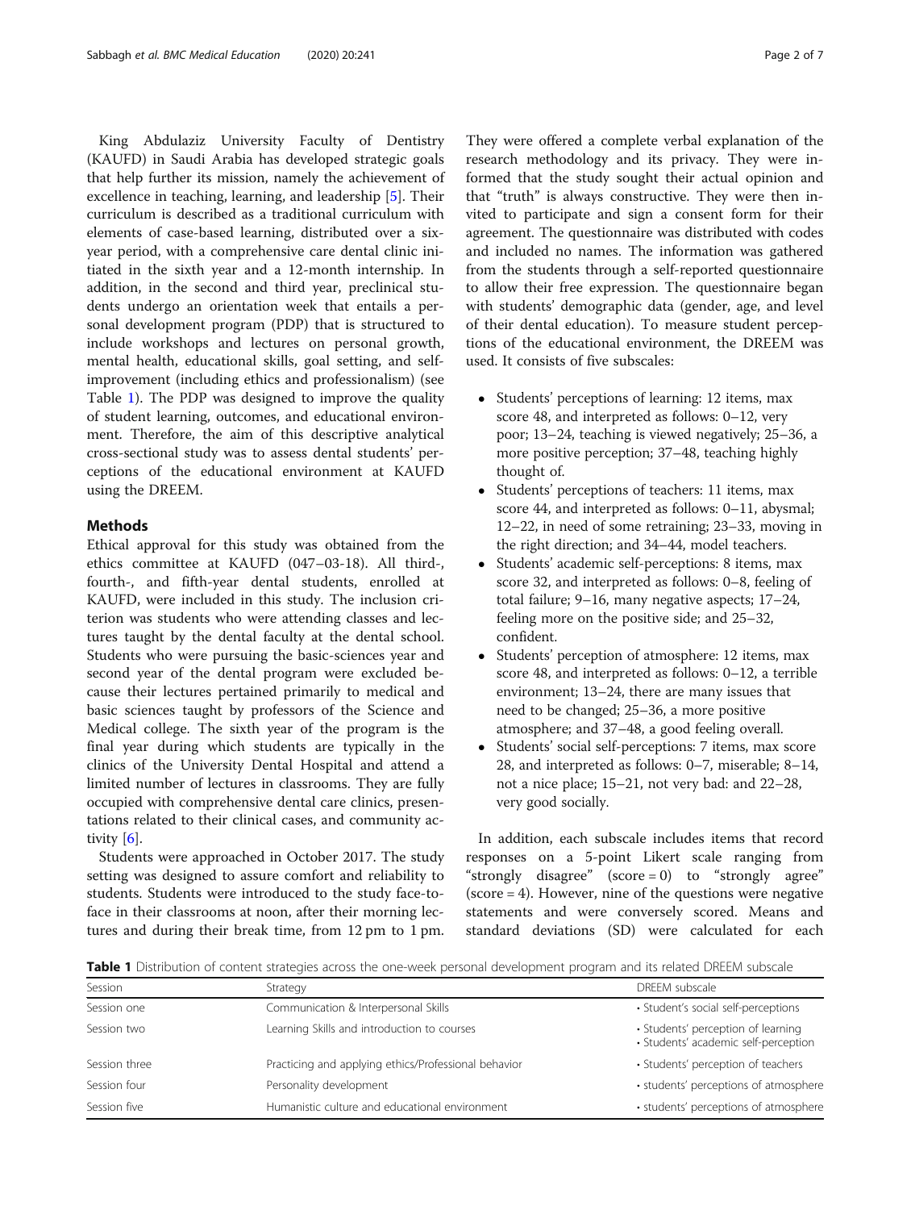King Abdulaziz University Faculty of Dentistry (KAUFD) in Saudi Arabia has developed strategic goals that help further its mission, namely the achievement of excellence in teaching, learning, and leadership [5]. Their curriculum is described as a traditional curriculum with elements of case-based learning, distributed over a six-year period, with a comprehensive care dental clinic initiated in the sixth year and a 12-month internship. In addition, in the second and third year, preclinical students undergo an orientation week that entails a personal development program (PDP) that is structured to include workshops and lectures on personal growth, mental health, educational skills, goal setting, and self-improvement (including ethics and professionalism) (see Table 1). The PDP was designed to improve the quality of student learning, outcomes, and educational environment. Therefore, the aim of this descriptive analytical cross-sectional study was to assess dental students' perceptions of the educational environment at KAUFD using the DREEM.

## Methods

Ethical approval for this study was obtained from the ethics committee at KAUFD (047–03-18). All third-, fourth-, and fifth-year dental students, enrolled at KAUFD, were included in this study. The inclusion criterion was students who were attending classes and lectures taught by the dental faculty at the dental school. Students who were pursuing the basic-sciences year and second year of the dental program were excluded because their lectures pertained primarily to medical and basic sciences taught by professors of the Science and Medical college. The sixth year of the program is the final year during which students are typically in the clinics of the University Dental Hospital and attend a limited number of lectures in classrooms. They are fully occupied with comprehensive dental care clinics, presentations related to their clinical cases, and community activity [6].

Students were approached in October 2017. The study setting was designed to assure comfort and reliability to students. Students were introduced to the study face-to-face in their classrooms at noon, after their morning lectures and during their break time, from 12 pm to 1 pm. They were offered a complete verbal explanation of the research methodology and its privacy. They were informed that the study sought their actual opinion and that "truth" is always constructive. They were then invited to participate and sign a consent form for their agreement. The questionnaire was distributed with codes and included no names. The information was gathered from the students through a self-reported questionnaire to allow their free expression. The questionnaire began with students' demographic data (gender, age, and level of their dental education). To measure student perceptions of the educational environment, the DREEM was used. It consists of five subscales:

- Students' perceptions of learning: 12 items, max score 48, and interpreted as follows: 0–12, very poor; 13–24, teaching is viewed negatively; 25–36, a more positive perception; 37–48, teaching highly thought of.
- Students' perceptions of teachers: 11 items, max score 44, and interpreted as follows: 0–11, abysmal; 12–22, in need of some retraining; 23–33, moving in the right direction; and 34–44, model teachers.
- Students' academic self-perceptions: 8 items, max score 32, and interpreted as follows: 0–8, feeling of total failure; 9–16, many negative aspects; 17–24, feeling more on the positive side; and 25–32, confident.
- Students' perception of atmosphere: 12 items, max score 48, and interpreted as follows: 0–12, a terrible environment; 13–24, there are many issues that need to be changed; 25–36, a more positive atmosphere; and 37–48, a good feeling overall.
- Students' social self-perceptions: 7 items, max score 28, and interpreted as follows: 0–7, miserable; 8–14, not a nice place; 15–21, not very bad: and 22–28, very good socially.

In addition, each subscale includes items that record responses on a 5-point Likert scale ranging from "strongly disagree" (score = 0) to "strongly agree" (score = 4). However, nine of the questions were negative statements and were conversely scored. Means and standard deviations (SD) were calculated for each

**Table 1** Distribution of content strategies across the one-week personal development program and its related DREEM subscale

| Session | Strategy | DREEM subscale |
|---|---|---|
| Session one | Communication & Interpersonal Skills | • Student's social self-perceptions |
| Session two | Learning Skills and introduction to courses | • Students' perception of learning<br>• Students' academic self-perception |
| Session three | Practicing and applying ethics/Professional behavior | • Students' perception of teachers |
| Session four | Personality development | • students' perceptions of atmosphere |
| Session five | Humanistic culture and educational environment | • students' perceptions of atmosphere |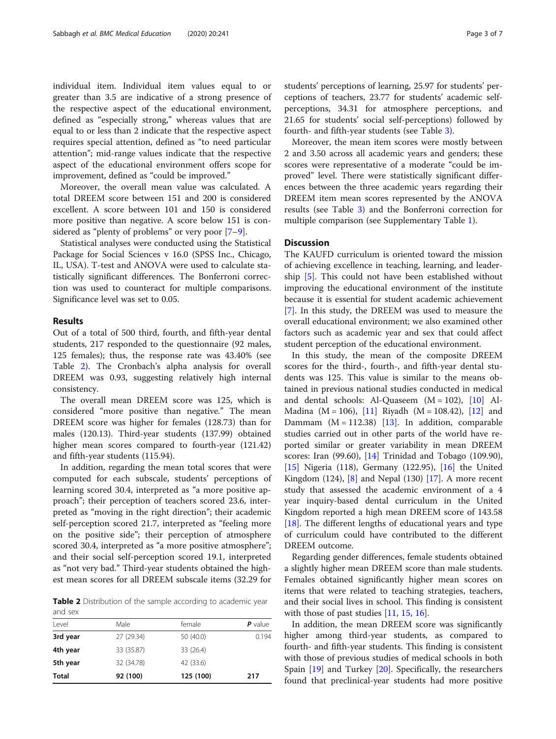individual item. Individual item values equal to or greater than 3.5 are indicative of a strong presence of the respective aspect of the educational environment, defined as "especially strong," whereas values that are equal to or less than 2 indicate that the respective aspect requires special attention, defined as "to need particular attention"; mid-range values indicate that the respective aspect of the educational environment offers scope for improvement, defined as "could be improved."

Moreover, the overall mean value was calculated. A total DREEM score between 151 and 200 is considered excellent. A score between 101 and 150 is considered more positive than negative. A score below 151 is considered as "plenty of problems" or very poor [7–9].

Statistical analyses were conducted using the Statistical Package for Social Sciences v 16.0 (SPSS Inc., Chicago, IL, USA). T-test and ANOVA were used to calculate statistically significant differences. The Bonferroni correction was used to counteract for multiple comparisons. Significance level was set to 0.05.

## Results

Out of a total of 500 third, fourth, and fifth-year dental students, 217 responded to the questionnaire (92 males, 125 females); thus, the response rate was 43.40% (see Table 2). The Cronbach's alpha analysis for overall DREEM was 0.93, suggesting relatively high internal consistency.

The overall mean DREEM score was 125, which is considered "more positive than negative." The mean DREEM score was higher for females (128.73) than for males (120.13). Third-year students (137.99) obtained higher mean scores compared to fourth-year (121.42) and fifth-year students (115.94).

In addition, regarding the mean total scores that were computed for each subscale, students' perceptions of learning scored 30.4, interpreted as "a more positive approach"; their perception of teachers scored 23.6, interpreted as "moving in the right direction"; their academic self-perception scored 21.7, interpreted as "feeling more on the positive side"; their perception of atmosphere scored 30.4, interpreted as "a more positive atmosphere"; and their social self-perception scored 19.1, interpreted as "not very bad." Third-year students obtained the highest mean scores for all DREEM subscale items (32.29 for students' perceptions of learning, 25.97 for students' perceptions of teachers, 23.77 for students' academic self-perceptions, 34.31 for atmosphere perceptions, and 21.65 for students' social self-perceptions) followed by fourth- and fifth-year students (see Table 3).

Moreover, the mean item scores were mostly between 2 and 3.50 across all academic years and genders; these scores were representative of a moderate "could be improved" level. There were statistically significant differences between the three academic years regarding their DREEM item mean scores represented by the ANOVA results (see Table 3) and the Bonferroni correction for multiple comparison (see Supplementary Table 1).

**Table 2** Distribution of the sample according to academic year and sex

| Level | Male | female | *P* value |
|---|---|---|---|
| **3rd year** | 27 (29.34) | 50 (40.0) | 0.194 |
| **4th year** | 33 (35.87) | 33 (26.4) | |
| **5th year** | 32 (34.78) | 42 (33.6) | |
| **Total** | **92 (100)** | **125 (100)** | **217** |

## Discussion

The KAUFD curriculum is oriented toward the mission of achieving excellence in teaching, learning, and leadership [5]. This could not have been established without improving the educational environment of the institute because it is essential for student academic achievement [7]. In this study, the DREEM was used to measure the overall educational environment; we also examined other factors such as academic year and sex that could affect student perception of the educational environment.

In this study, the mean of the composite DREEM scores for the third-, fourth-, and fifth-year dental students was 125. This value is similar to the means obtained in previous national studies conducted in medical and dental schools: Al-Quaseem (M = 102), [10] Al-Madina (M = 106), [11] Riyadh (M = 108.42), [12] and Dammam (M = 112.38) [13]. In addition, comparable studies carried out in other parts of the world have reported similar or greater variability in mean DREEM scores: Iran (99.60), [14] Trinidad and Tobago (109.90), [15] Nigeria (118), Germany (122.95), [16] the United Kingdom (124), [8] and Nepal (130) [17]. A more recent study that assessed the academic environment of a 4 year inquiry-based dental curriculum in the United Kingdom reported a high mean DREEM score of 143.58 [18]. The different lengths of educational years and type of curriculum could have contributed to the different DREEM outcome.

Regarding gender differences, female students obtained a slightly higher mean DREEM score than male students. Females obtained significantly higher mean scores on items that were related to teaching strategies, teachers, and their social lives in school. This finding is consistent with those of past studies [11, 15, 16].

In addition, the mean DREEM score was significantly higher among third-year students, as compared to fourth- and fifth-year students. This finding is consistent with those of previous studies of medical schools in both Spain [19] and Turkey [20]. Specifically, the researchers found that preclinical-year students had more positive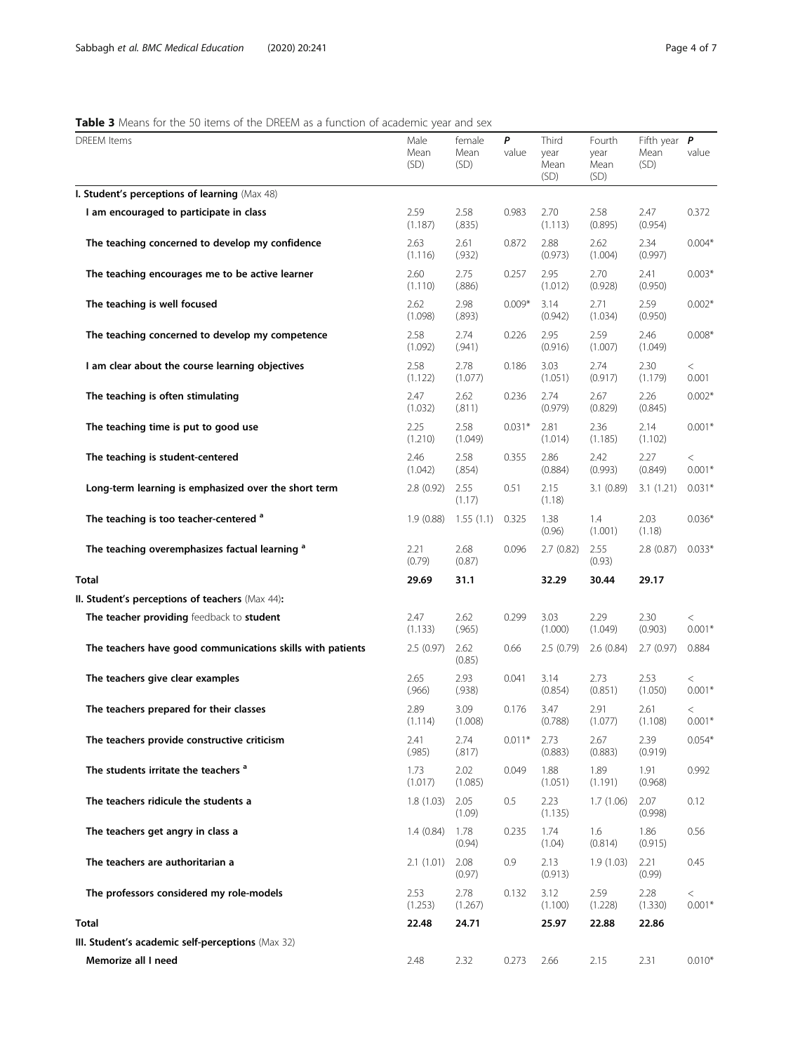**Table 3** Means for the 50 items of the DREEM as a function of academic year and sex

| DREEM Items | Male Mean (SD) | female Mean (SD) | *P* value | Third year Mean (SD) | Fourth year Mean (SD) | Fifth year Mean (SD) | *P* value |
|---|---|---|---|---|---|---|---|
| **I. Student's perceptions of learning** (Max 48) | | | | | | | |
| **I am encouraged to participate in class** | 2.59 (1.187) | 2.58 (.835) | 0.983 | 2.70 (1.113) | 2.58 (0.895) | 2.47 (0.954) | 0.372 |
| **The teaching concerned to develop my confidence** | 2.63 (1.116) | 2.61 (.932) | 0.872 | 2.88 (0.973) | 2.62 (1.004) | 2.34 (0.997) | 0.004* |
| **The teaching encourages me to be active learner** | 2.60 (1.110) | 2.75 (.886) | 0.257 | 2.95 (1.012) | 2.70 (0.928) | 2.41 (0.950) | 0.003* |
| **The teaching is well focused** | 2.62 (1.098) | 2.98 (.893) | 0.009* | 3.14 (0.942) | 2.71 (1.034) | 2.59 (0.950) | 0.002* |
| **The teaching concerned to develop my competence** | 2.58 (1.092) | 2.74 (.941) | 0.226 | 2.95 (0.916) | 2.59 (1.007) | 2.46 (1.049) | 0.008* |
| **I am clear about the course learning objectives** | 2.58 (1.122) | 2.78 (1.077) | 0.186 | 3.03 (1.051) | 2.74 (0.917) | 2.30 (1.179) | < 0.001 |
| **The teaching is often stimulating** | 2.47 (1.032) | 2.62 (.811) | 0.236 | 2.74 (0.979) | 2.67 (0.829) | 2.26 (0.845) | 0.002* |
| **The teaching time is put to good use** | 2.25 (1.210) | 2.58 (1.049) | 0.031* | 2.81 (1.014) | 2.36 (1.185) | 2.14 (1.102) | 0.001* |
| **The teaching is student-centered** | 2.46 (1.042) | 2.58 (.854) | 0.355 | 2.86 (0.884) | 2.42 (0.993) | 2.27 (0.849) | < 0.001* |
| **Long-term learning is emphasized over the short term** | 2.8 (0.92) | 2.55 (1.17) | 0.51 | 2.15 (1.18) | 3.1 (0.89) | 3.1 (1.21) | 0.031* |
| **The teaching is too teacher-centered** [a] | 1.9 (0.88) | 1.55 (1.1) | 0.325 | 1.38 (0.96) | 1.4 (1.001) | 2.03 (1.18) | 0.036* |
| **The teaching overemphasizes factual learning** [a] | 2.21 (0.79) | 2.68 (0.87) | 0.096 | 2.7 (0.82) | 2.55 (0.93) | 2.8 (0.87) | 0.033* |
| **Total** | **29.69** | **31.1** | | **32.29** | **30.44** | **29.17** | |
| **II. Student's perceptions of teachers** (Max 44): | | | | | | | |
| **The teacher providing** feedback to **student** | 2.47 (1.133) | 2.62 (.965) | 0.299 | 3.03 (1.000) | 2.29 (1.049) | 2.30 (0.903) | < 0.001* |
| **The teachers have good communications skills with patients** | 2.5 (0.97) | 2.62 (0.85) | 0.66 | 2.5 (0.79) | 2.6 (0.84) | 2.7 (0.97) | 0.884 |
| **The teachers give clear examples** | 2.65 (.966) | 2.93 (.938) | 0.041 | 3.14 (0.854) | 2.73 (0.851) | 2.53 (1.050) | < 0.001* |
| **The teachers prepared for their classes** | 2.89 (1.114) | 3.09 (1.008) | 0.176 | 3.47 (0.788) | 2.91 (1.077) | 2.61 (1.108) | < 0.001* |
| **The teachers provide constructive criticism** | 2.41 (.985) | 2.74 (.817) | 0.011* | 2.73 (0.883) | 2.67 (0.883) | 2.39 (0.919) | 0.054* |
| **The students irritate the teachers** [a] | 1.73 (1.017) | 2.02 (1.085) | 0.049 | 1.88 (1.051) | 1.89 (1.191) | 1.91 (0.968) | 0.992 |
| **The teachers ridicule the students a** | 1.8 (1.03) | 2.05 (1.09) | 0.5 | 2.23 (1.135) | 1.7 (1.06) | 2.07 (0.998) | 0.12 |
| **The teachers get angry in class a** | 1.4 (0.84) | 1.78 (0.94) | 0.235 | 1.74 (1.04) | 1.6 (0.814) | 1.86 (0.915) | 0.56 |
| **The teachers are authoritarian a** | 2.1 (1.01) | 2.08 (0.97) | 0.9 | 2.13 (0.913) | 1.9 (1.03) | 2.21 (0.99) | 0.45 |
| **The professors considered my role-models** | 2.53 (1.253) | 2.78 (1.267) | 0.132 | 3.12 (1.100) | 2.59 (1.228) | 2.28 (1.330) | < 0.001* |
| **Total** | **22.48** | **24.71** | | **25.97** | **22.88** | **22.86** | |
| **III. Student's academic self-perceptions** (Max 32) | | | | | | | |
| **Memorize all I need** | 2.48 | 2.32 | 0.273 | 2.66 | 2.15 | 2.31 | 0.010* |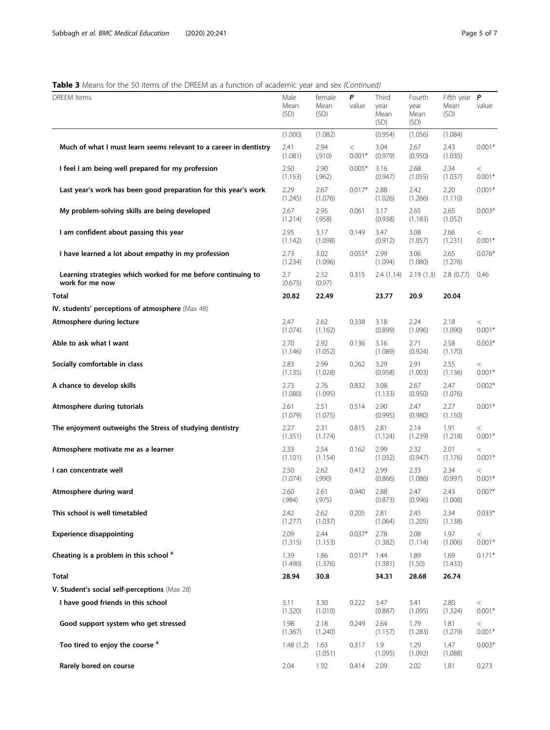**Table 3** Means for the 50 items of the DREEM as a function of academic year and sex *(Continued)*

| DREEM Items | Male Mean (SD) | female Mean (SD) | *P* value | Third year Mean (SD) | Fourth year Mean (SD) | Fifth year Mean (SD) | *P* value |
|---|---|---|---|---|---|---|---|
| | (1.000) | (1.082) | | (0.954) | (1.056) | (1.084) | |
| **Much of what I must learn seems relevant to a career in dentistry** | 2.41 (1.081) | 2.94 (.910) | < 0.001* | 3.04 (0.979) | 2.67 (0.950) | 2.43 (1.035) | 0.001* |
| **I feel I am being well prepared for my profession** | 2.50 (1.153) | 2.90 (.962) | 0.005* | 3.16 (0.947) | 2.68 (1.055) | 2.34 (1.037) | < 0.001* |
| **Last year's work has been good preparation for this year's work** | 2.29 (1.245) | 2.67 (1.076) | 0.017* | 2.88 (1.026) | 2.42 (1.266) | 2.20 (1.110) | 0.001* |
| **My problem-solving skills are being developed** | 2.67 (1.214) | 2.95 (.958) | 0.061 | 3.17 (0.938) | 2.65 (1.183) | 2.65 (1.052) | 0.003* |
| **I am confident about passing this year** | 2.95 (1.142) | 3.17 (1.098) | 0.149 | 3.47 (0.912) | 3.08 (1.057) | 2.66 (1.231) | < 0.001* |
| **I have learned a lot about empathy in my profession** | 2.73 (1.234) | 3.02 (1.096) | 0.055* | 2.99 (1.094) | 3.06 (1.080) | 2.65 (1.276) | 0.076* |
| **Learning strategies which worked for me before continuing to work for me now** | 2.7 (0.675) | 2.52 (0.97) | 0.315 | 2.4 (1.14) | 2.19 (1.3) | 2.8 (0.77) | 0.46 |
| **Total** | **20.82** | **22.49** | | **23.77** | **20.9** | **20.04** | |
| **IV. students' perceptions of atmosphere** (Max 48) | | | | | | | |
| **Atmosphere during lecture** | 2.47 (1.074) | 2.62 (1.162) | 0.338 | 3.18 (0.899) | 2.24 (1.096) | 2.18 (1.090) | < 0.001* |
| **Able to ask what I want** | 2.70 (1.146) | 2.92 (1.052) | 0.136 | 3.16 (1.089) | 2.71 (0.924) | 2.58 (1.170) | 0.003* |
| **Socially comfortable in class** | 2.83 (1.135) | 2.99 (1.028) | 0.262 | 3.29 (0.958) | 2.91 (1.003) | 2.55 (1.136) | < 0.001* |
| **A chance to develop skills** | 2.73 (1.080) | 2.76 (1.095) | 0.832 | 3.08 (1.133) | 2.67 (0.950) | 2.47 (1.076) | 0.002* |
| **Atmosphere during tutorials** | 2.61 (1.079) | 2.51 (1.075) | 0.514 | 2.90 (0.995) | 2.47 (0.980) | 2.27 (1.150) | 0.001* |
| **The enjoyment outweighs the Stress of studying dentistry** | 2.27 (1.351) | 2.31 (1.174) | 0.815 | 2.81 (1.124) | 2.14 (1.239) | 1.91 (1.218) | < 0.001* |
| **Atmosphere motivate me as a learner** | 2.33 (1.101) | 2.54 (1.154) | 0.162 | 2.99 (1.032) | 2.32 (0.947) | 2.01 (1.176) | < 0.001* |
| **I can concentrate well** | 2.50 (1.074) | 2.62 (.990) | 0.412 | 2.99 (0.866) | 2.33 (1.086) | 2.34 (0.997) | < 0.001* |
| **Atmosphere during ward** | 2.60 (.984) | 2.61 (.975) | 0.940 | 2.88 (0.873) | 2.47 (0.996) | 2.43 (1.008) | 0.007* |
| **This school is well timetabled** | 2.42 (1.277) | 2.62 (1.037) | 0.205 | 2.81 (1.064) | 2.45 (1.205) | 2.34 (1.138) | 0.033* |
| **Experience disappointing** | 2.09 (1.315) | 2.44 (1.153) | 0.037* | 2.78 (1.382) | 2.08 (1.114) | 1.97 (1.006) | < 0.001* |
| **Cheating is a problem in this school** [a] | 1.39 (1.490) | 1.86 (1.376) | 0.017* | 1.44 (1.381) | 1.89 (1.50) | 1.69 (1.433) | 0.171* |
| **Total** | **28.94** | **30.8** | | **34.31** | **28.68** | **26.74** | |
| **V. Student's social self-perceptions** (Max 28) | | | | | | | |
| **I have good friends in this school** | 3.11 (1.320) | 3.30 (1.010) | 0.222 | 3.47 (0.887) | 3.41 (1.095) | 2.80 (1.324) | < 0.001* |
| **Good support system who get stressed** | 1.98 (1.367) | 2.18 (1.240) | 0.249 | 2.64 (1.157) | 1.79 (1.283) | 1.81 (1.279) | < 0.001* |
| **Too tired to enjoy the course** [a] | 1.48 (1.2) | 1.63 (1.051) | 0.317 | 1.9 (1.095) | 1.29 (1.092) | 1.47 (1.088) | 0.003* |
| **Rarely bored on course** | 2.04 | 1.92 | 0.414 | 2.09 | 2.02 | 1.81 | 0.273 |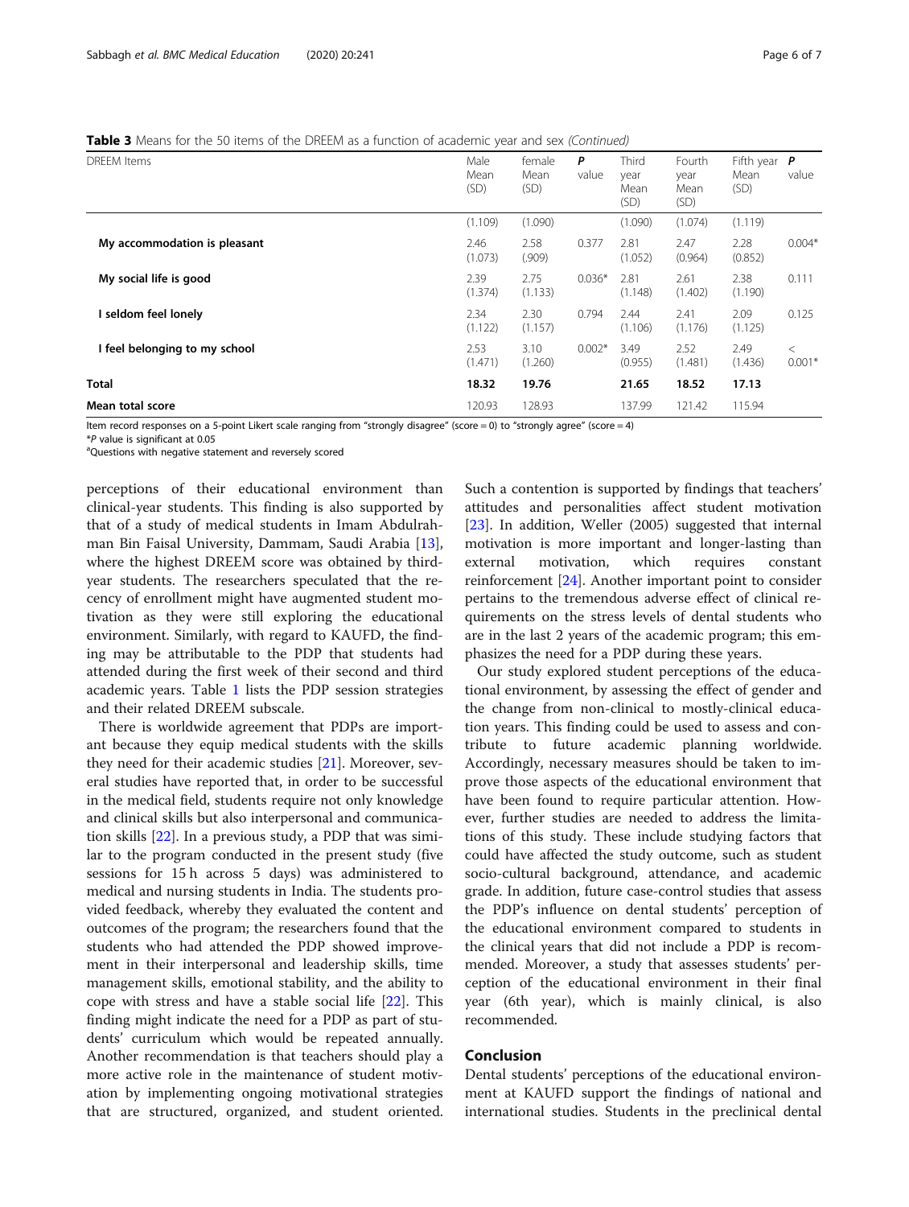**Table 3** Means for the 50 items of the DREEM as a function of academic year and sex *(Continued)*

| DREEM Items | Male Mean (SD) | female Mean (SD) | *P* value | Third year Mean (SD) | Fourth year Mean (SD) | Fifth year Mean (SD) | *P* value |
|---|---|---|---|---|---|---|---|
| | (1.109) | (1.090) | | (1.090) | (1.074) | (1.119) | |
| **My accommodation is pleasant** | 2.46 (1.073) | 2.58 (.909) | 0.377 | 2.81 (1.052) | 2.47 (0.964) | 2.28 (0.852) | 0.004* |
| **My social life is good** | 2.39 (1.374) | 2.75 (1.133) | 0.036* | 2.81 (1.148) | 2.61 (1.402) | 2.38 (1.190) | 0.111 |
| **I seldom feel lonely** | 2.34 (1.122) | 2.30 (1.157) | 0.794 | 2.44 (1.106) | 2.41 (1.176) | 2.09 (1.125) | 0.125 |
| **I feel belonging to my school** | 2.53 (1.471) | 3.10 (1.260) | 0.002* | 3.49 (0.955) | 2.52 (1.481) | 2.49 (1.436) | < 0.001* |
| **Total** | **18.32** | **19.76** | | **21.65** | **18.52** | **17.13** | |
| **Mean total score** | 120.93 | 128.93 | | 137.99 | 121.42 | 115.94 | |

Item record responses on a 5-point Likert scale ranging from "strongly disagree" (score = 0) to "strongly agree" (score = 4)
*P value is significant at 0.05
[a]Questions with negative statement and reversely scored

perceptions of their educational environment than clinical-year students. This finding is also supported by that of a study of medical students in Imam Abdulrahman Bin Faisal University, Dammam, Saudi Arabia [13], where the highest DREEM score was obtained by third-year students. The researchers speculated that the recency of enrollment might have augmented student motivation as they were still exploring the educational environment. Similarly, with regard to KAUFD, the finding may be attributable to the PDP that students had attended during the first week of their second and third academic years. Table 1 lists the PDP session strategies and their related DREEM subscale.

There is worldwide agreement that PDPs are important because they equip medical students with the skills they need for their academic studies [21]. Moreover, several studies have reported that, in order to be successful in the medical field, students require not only knowledge and clinical skills but also interpersonal and communication skills [22]. In a previous study, a PDP that was similar to the program conducted in the present study (five sessions for 15 h across 5 days) was administered to medical and nursing students in India. The students provided feedback, whereby they evaluated the content and outcomes of the program; the researchers found that the students who had attended the PDP showed improvement in their interpersonal and leadership skills, time management skills, emotional stability, and the ability to cope with stress and have a stable social life [22]. This finding might indicate the need for a PDP as part of students' curriculum which would be repeated annually. Another recommendation is that teachers should play a more active role in the maintenance of student motivation by implementing ongoing motivational strategies that are structured, organized, and student oriented. Such a contention is supported by findings that teachers' attitudes and personalities affect student motivation [23]. In addition, Weller (2005) suggested that internal motivation is more important and longer-lasting than external motivation, which requires constant reinforcement [24]. Another important point to consider pertains to the tremendous adverse effect of clinical requirements on the stress levels of dental students who are in the last 2 years of the academic program; this emphasizes the need for a PDP during these years.

Our study explored student perceptions of the educational environment, by assessing the effect of gender and the change from non-clinical to mostly-clinical education years. This finding could be used to assess and contribute to future academic planning worldwide. Accordingly, necessary measures should be taken to improve those aspects of the educational environment that have been found to require particular attention. However, further studies are needed to address the limitations of this study. These include studying factors that could have affected the study outcome, such as student socio-cultural background, attendance, and academic grade. In addition, future case-control studies that assess the PDP's influence on dental students' perception of the educational environment compared to students in the clinical years that did not include a PDP is recommended. Moreover, a study that assesses students' perception of the educational environment in their final year (6th year), which is mainly clinical, is also recommended.

## Conclusion

Dental students' perceptions of the educational environment at KAUFD support the findings of national and international studies. Students in the preclinical dental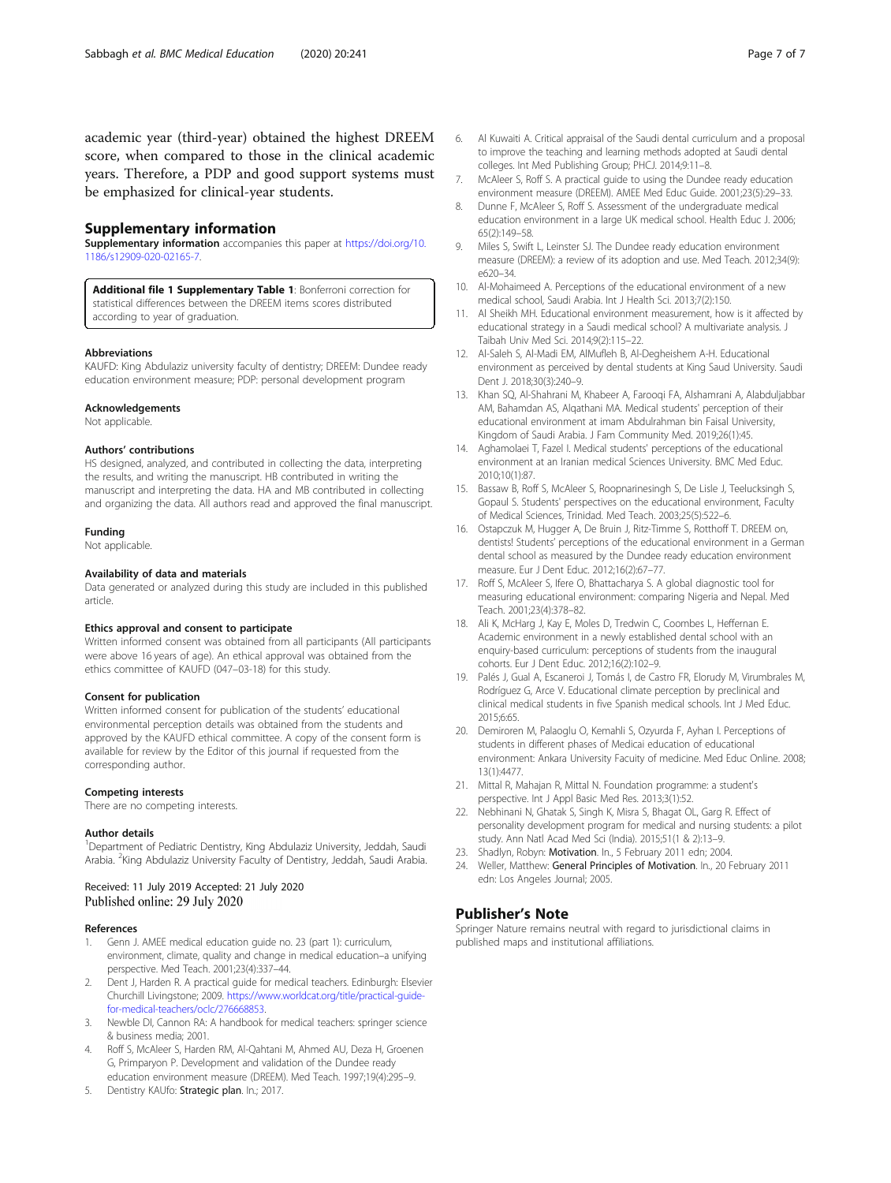academic year (third-year) obtained the highest DREEM score, when compared to those in the clinical academic years. Therefore, a PDP and good support systems must be emphasized for clinical-year students.

## Supplementary information

**Supplementary information** accompanies this paper at https://doi.org/10.1186/s12909-020-02165-7.

**Additional file 1 Supplementary Table 1**: Bonferroni correction for statistical differences between the DREEM items scores distributed according to year of graduation.

#### Abbreviations

KAUFD: King Abdulaziz university faculty of dentistry; DREEM: Dundee ready education environment measure; PDP: personal development program

#### Acknowledgements

Not applicable.

#### Authors' contributions

HS designed, analyzed, and contributed in collecting the data, interpreting the results, and writing the manuscript. HB contributed in writing the manuscript and interpreting the data. HA and MB contributed in collecting and organizing the data. All authors read and approved the final manuscript.

#### Funding

Not applicable.

#### Availability of data and materials

Data generated or analyzed during this study are included in this published article.

#### Ethics approval and consent to participate

Written informed consent was obtained from all participants (All participants were above 16 years of age). An ethical approval was obtained from the ethics committee of KAUFD (047–03-18) for this study.

#### Consent for publication

Written informed consent for publication of the students' educational environmental perception details was obtained from the students and approved by the KAUFD ethical committee. A copy of the consent form is available for review by the Editor of this journal if requested from the corresponding author.

#### Competing interests

There are no competing interests.

#### Author details

[1]Department of Pediatric Dentistry, King Abdulaziz University, Jeddah, Saudi Arabia. [2]King Abdulaziz University Faculty of Dentistry, Jeddah, Saudi Arabia.

Received: 11 July 2019 Accepted: 21 July 2020
Published online: 29 July 2020

#### References

1. Genn J. AMEE medical education guide no. 23 (part 1): curriculum, environment, climate, quality and change in medical education–a unifying perspective. Med Teach. 2001;23(4):337–44.
2. Dent J, Harden R. A practical guide for medical teachers. Edinburgh: Elsevier Churchill Livingstone; 2009. https://www.worldcat.org/title/practical-guide-for-medical-teachers/oclc/276668853.
3. Newble DI, Cannon RA: A handbook for medical teachers: springer science & business media; 2001.
4. Roff S, McAleer S, Harden RM, Al-Qahtani M, Ahmed AU, Deza H, Groenen G, Primparyon P. Development and validation of the Dundee ready education environment measure (DREEM). Med Teach. 1997;19(4):295–9.
5. Dentistry KAUfo: **Strategic plan**. In.; 2017.
6. Al Kuwaiti A. Critical appraisal of the Saudi dental curriculum and a proposal to improve the teaching and learning methods adopted at Saudi dental colleges. Int Med Publishing Group; PHCJ. 2014;9:11–8.
7. McAleer S, Roff S. A practical guide to using the Dundee ready education environment measure (DREEM). AMEE Med Educ Guide. 2001;23(5):29–33.
8. Dunne F, McAleer S, Roff S. Assessment of the undergraduate medical education environment in a large UK medical school. Health Educ J. 2006; 65(2):149–58.
9. Miles S, Swift L, Leinster SJ. The Dundee ready education environment measure (DREEM): a review of its adoption and use. Med Teach. 2012;34(9): e620–34.
10. Al-Mohaimeed A. Perceptions of the educational environment of a new medical school, Saudi Arabia. Int J Health Sci. 2013;7(2):150.
11. Al Sheikh MH. Educational environment measurement, how is it affected by educational strategy in a Saudi medical school? A multivariate analysis. J Taibah Univ Med Sci. 2014;9(2):115–22.
12. Al-Saleh S, Al-Madi EM, AlMufleh B, Al-Degheishem A-H. Educational environment as perceived by dental students at King Saud University. Saudi Dent J. 2018;30(3):240–9.
13. Khan SQ, Al-Shahrani M, Khabeer A, Farooqi FA, Alshamrani A, Alabduljabbar AM, Bahamdan AS, Alqathani MA. Medical students' perception of their educational environment at imam Abdulrahman bin Faisal University, Kingdom of Saudi Arabia. J Fam Community Med. 2019;26(1):45.
14. Aghamolaei T, Fazel I. Medical students' perceptions of the educational environment at an Iranian medical Sciences University. BMC Med Educ. 2010;10(1):87.
15. Bassaw B, Roff S, McAleer S, Roopnarinesingh S, De Lisle J, Teelucksingh S, Gopaul S. Students' perspectives on the educational environment, Faculty of Medical Sciences, Trinidad. Med Teach. 2003;25(5):522–6.
16. Ostapczuk M, Hugger A, De Bruin J, Ritz-Timme S, Rotthoff T. DREEM on, dentists! Students' perceptions of the educational environment in a German dental school as measured by the Dundee ready education environment measure. Eur J Dent Educ. 2012;16(2):67–77.
17. Roff S, McAleer S, Ifere O, Bhattacharya S. A global diagnostic tool for measuring educational environment: comparing Nigeria and Nepal. Med Teach. 2001;23(4):378–82.
18. Ali K, McHarg J, Kay E, Moles D, Tredwin C, Coombes L, Heffernan E. Academic environment in a newly established dental school with an enquiry-based curriculum: perceptions of students from the inaugural cohorts. Eur J Dent Educ. 2012;16(2):102–9.
19. Palés J, Gual A, Escaneroi J, Tomás I, de Castro FR, Elorudy M, Virumbrales M, Rodríguez G, Arce V. Educational climate perception by preclinical and clinical medical students in five Spanish medical schools. Int J Med Educ. 2015;6:65.
20. Demiroren M, Palaoglu O, Kemahli S, Ozyurda F, Ayhan I. Perceptions of students in different phases of Medicai education of educational environment: Ankara University Facuity of medicine. Med Educ Online. 2008; 13(1):4477.
21. Mittal R, Mahajan R, Mittal N. Foundation programme: a student's perspective. Int J Appl Basic Med Res. 2013;3(1):52.
22. Nebhinani N, Ghatak S, Singh K, Misra S, Bhagat OL, Garg R. Effect of personality development program for medical and nursing students: a pilot study. Ann Natl Acad Med Sci (India). 2015;51(1 & 2):13–9.
23. Shadlyn, Robyn: **Motivation**. In., 5 February 2011 edn; 2004.
24. Weller, Matthew: **General Principles of Motivation**. In., 20 February 2011 edn: Los Angeles Journal; 2005.

## Publisher's Note

Springer Nature remains neutral with regard to jurisdictional claims in published maps and institutional affiliations.